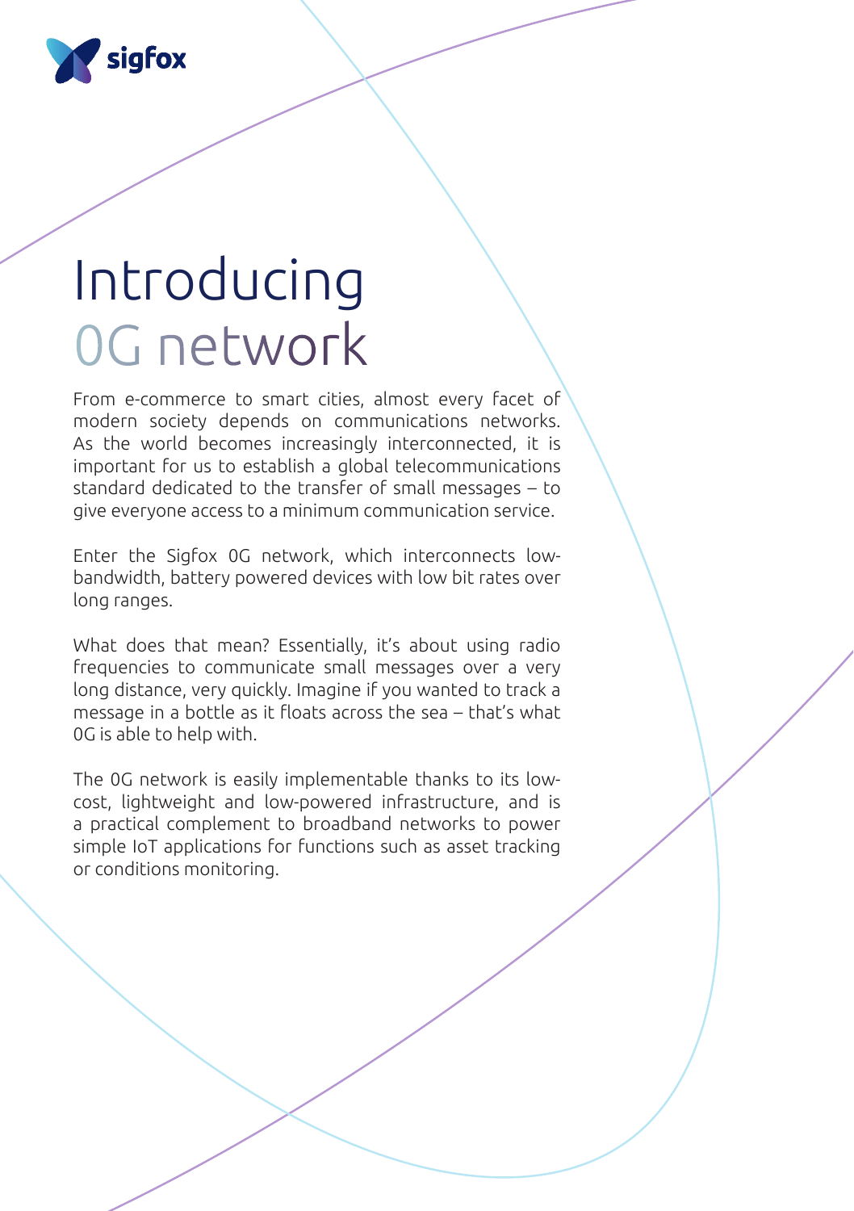sigfox

# Introducing 0G network

From e-commerce to smart cities, almost every facet of modern society depends on communications networks. As the world becomes increasingly interconnected, it is important for us to establish a global telecommunications standard dedicated to the transfer of small messages – to give everyone access to a minimum communication service.

Enter the Sigfox 0G network, which interconnects low-bandwidth, battery powered devices with low bit rates over long ranges.

What does that mean? Essentially, it's about using radio frequencies to communicate small messages over a very long distance, very quickly. Imagine if you wanted to track a message in a bottle as it floats across the sea – that's what 0G is able to help with.

The 0G network is easily implementable thanks to its low-cost, lightweight and low-powered infrastructure, and is a practical complement to broadband networks to power simple IoT applications for functions such as asset tracking or conditions monitoring.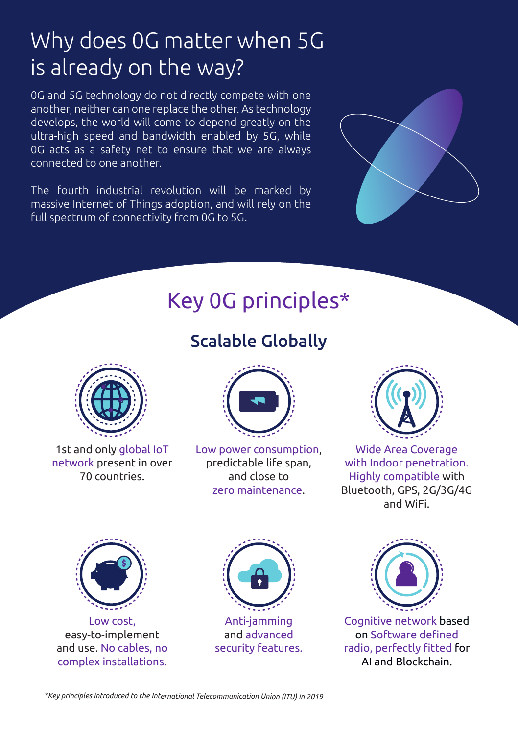# Why does 0G matter when 5G is already on the way?

0G and 5G technology do not directly compete with one another, neither can one replace the other. As technology develops, the world will come to depend greatly on the ultra-high speed and bandwidth enabled by 5G, while 0G acts as a safety net to ensure that we are always connected to one another.

The fourth industrial revolution will be marked by massive Internet of Things adoption, and will rely on the full spectrum of connectivity from 0G to 5G.

## Key 0G principles*

### Scalable Globally

1st and only global IoT network present in over 70 countries.

Low power consumption, predictable life span, and close to zero maintenance.

Wide Area Coverage with Indoor penetration. Highly compatible with Bluetooth, GPS, 2G/3G/4G and WiFi.

Low cost, easy-to-implement and use. No cables, no complex installations.

Anti-jamming and advanced security features.

Cognitive network based on Software defined radio, perfectly fitted for AI and Blockchain.

*Key principles introduced to the International Telecommunication Union (ITU) in 2019*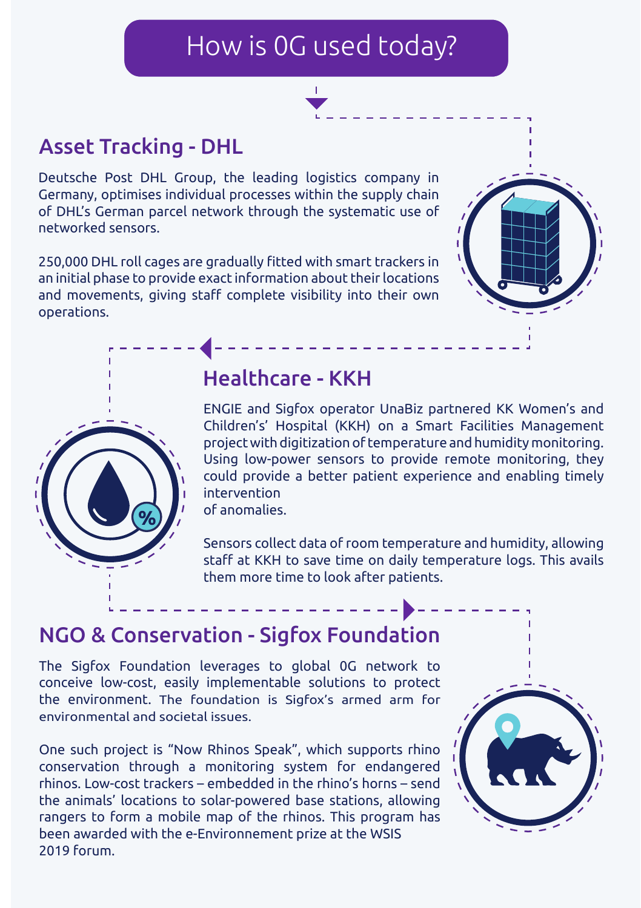# How is 0G used today?

## Asset Tracking - DHL

Deutsche Post DHL Group, the leading logistics company in Germany, optimises individual processes within the supply chain of DHL's German parcel network through the systematic use of networked sensors.

250,000 DHL roll cages are gradually fitted with smart trackers in an initial phase to provide exact information about their locations and movements, giving staff complete visibility into their own operations.

## Healthcare - KKH

ENGIE and Sigfox operator UnaBiz partnered KK Women's and Children's' Hospital (KKH) on a Smart Facilities Management project with digitization of temperature and humidity monitoring. Using low-power sensors to provide remote monitoring, they could provide a better patient experience and enabling timely intervention of anomalies.

Sensors collect data of room temperature and humidity, allowing staff at KKH to save time on daily temperature logs. This avails them more time to look after patients.

## NGO & Conservation - Sigfox Foundation

The Sigfox Foundation leverages to global 0G network to conceive low-cost, easily implementable solutions to protect the environment. The foundation is Sigfox's armed arm for environmental and societal issues.

One such project is "Now Rhinos Speak", which supports rhino conservation through a monitoring system for endangered rhinos. Low-cost trackers – embedded in the rhino's horns – send the animals' locations to solar-powered base stations, allowing rangers to form a mobile map of the rhinos. This program has been awarded with the e-Environnement prize at the WSIS 2019 forum.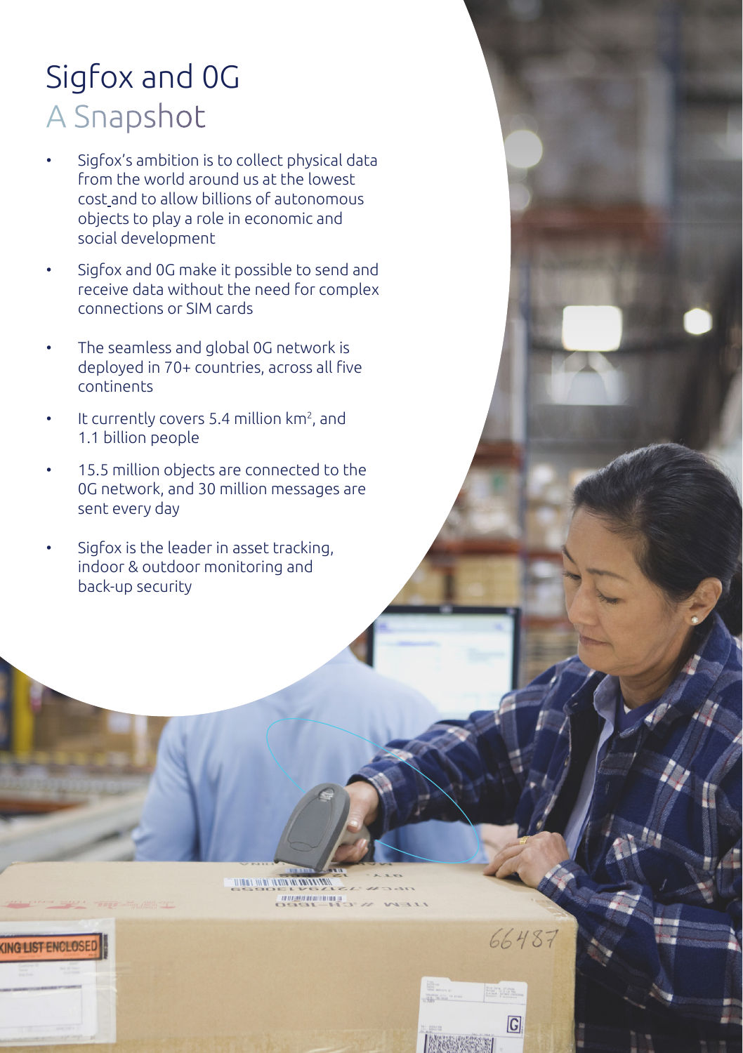# Sigfox and 0G

## A Snapshot

- Sigfox's ambition is to collect physical data from the world around us at the lowest cost and to allow billions of autonomous objects to play a role in economic and social development
- Sigfox and 0G make it possible to send and receive data without the need for complex connections or SIM cards
- The seamless and global 0G network is deployed in 70+ countries, across all five continents
- It currently covers 5.4 million km$^2$, and 1.1 billion people
- 15.5 million objects are connected to the 0G network, and 30 million messages are sent every day
- Sigfox is the leader in asset tracking, indoor & outdoor monitoring and back-up security